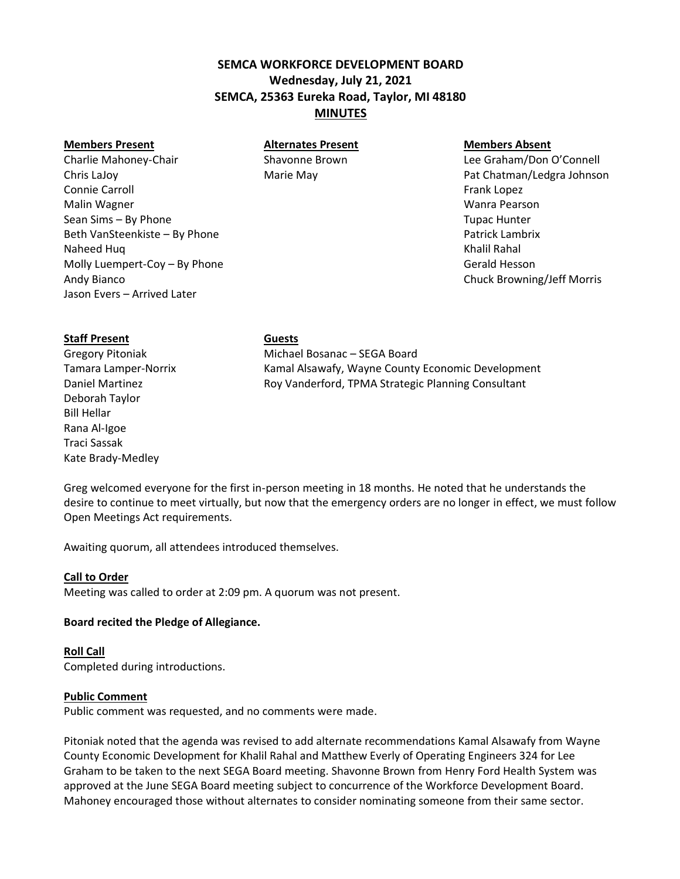# SEMCA WORKFORCE DEVELOPMENT BOARD
## Wednesday, July 21, 2021
## SEMCA, 25363 Eureka Road, Taylor, MI 48180
## MINUTES

| Members Present | Alternates Present | Members Absent |
|---|---|---|
| Charlie Mahoney-Chair | Shavonne Brown | Lee Graham/Don O'Connell |
| Chris LaJoy | Marie May | Pat Chatman/Ledgra Johnson |
| Connie Carroll | | Frank Lopez |
| Malin Wagner | | Wanra Pearson |
| Sean Sims – By Phone | | Tupac Hunter |
| Beth VanSteenkiste – By Phone | | Patrick Lambrix |
| Naheed Huq | | Khalil Rahal |
| Molly Luempert-Coy – By Phone | | Gerald Hesson |
| Andy Bianco | | Chuck Browning/Jeff Morris |
| Jason Evers – Arrived Later | | |

| Staff Present | Guests |
|---|---|
| Gregory Pitoniak | Michael Bosanac – SEGA Board |
| Tamara Lamper-Norrix | Kamal Alsawafy, Wayne County Economic Development |
| Daniel Martinez | Roy Vanderford, TPMA Strategic Planning Consultant |
| Deborah Taylor | |
| Bill Hellar | |
| Rana Al-Igoe | |
| Traci Sassak | |
| Kate Brady-Medley | |

Greg welcomed everyone for the first in-person meeting in 18 months. He noted that he understands the desire to continue to meet virtually, but now that the emergency orders are no longer in effect, we must follow Open Meetings Act requirements.

Awaiting quorum, all attendees introduced themselves.

**Call to Order**

Meeting was called to order at 2:09 pm. A quorum was not present.

**Board recited the Pledge of Allegiance.**

**Roll Call**

Completed during introductions.

**Public Comment**

Public comment was requested, and no comments were made.

Pitoniak noted that the agenda was revised to add alternate recommendations Kamal Alsawafy from Wayne County Economic Development for Khalil Rahal and Matthew Everly of Operating Engineers 324 for Lee Graham to be taken to the next SEGA Board meeting. Shavonne Brown from Henry Ford Health System was approved at the June SEGA Board meeting subject to concurrence of the Workforce Development Board. Mahoney encouraged those without alternates to consider nominating someone from their same sector.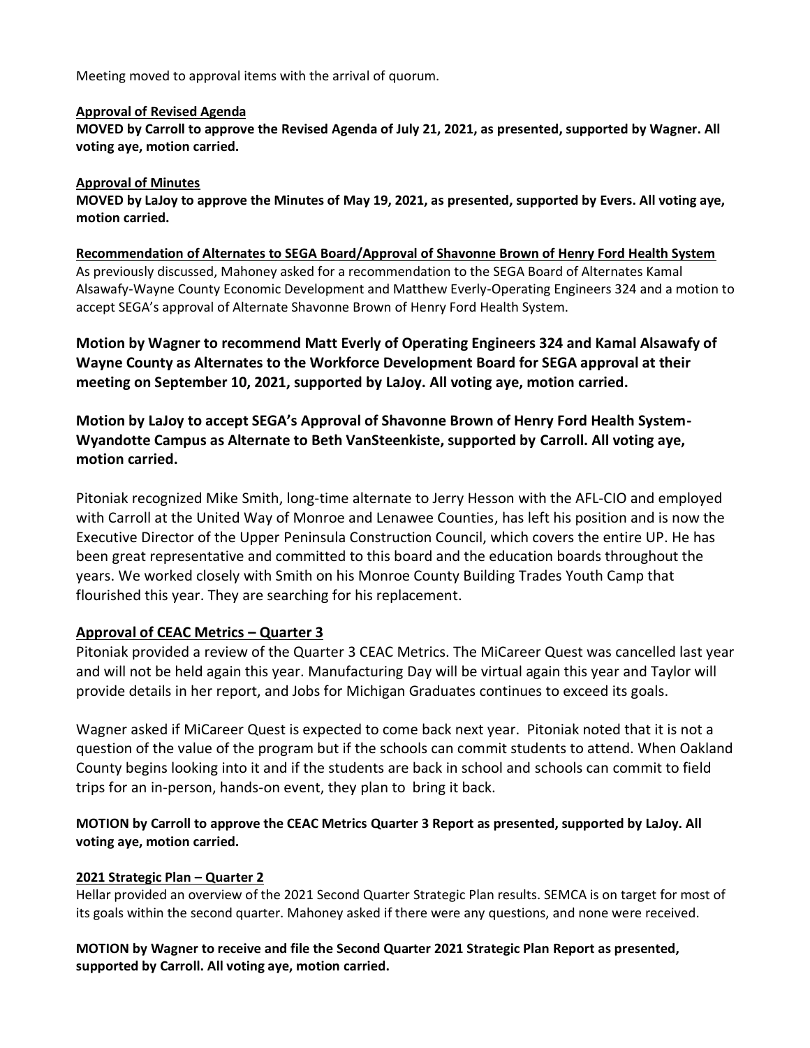Meeting moved to approval items with the arrival of quorum.

**Approval of Revised Agenda**

**MOVED by Carroll to approve the Revised Agenda of July 21, 2021, as presented, supported by Wagner. All voting aye, motion carried.**

**Approval of Minutes**

**MOVED by LaJoy to approve the Minutes of May 19, 2021, as presented, supported by Evers. All voting aye, motion carried.**

**Recommendation of Alternates to SEGA Board/Approval of Shavonne Brown of Henry Ford Health System**

As previously discussed, Mahoney asked for a recommendation to the SEGA Board of Alternates Kamal Alsawafy-Wayne County Economic Development and Matthew Everly-Operating Engineers 324 and a motion to accept SEGA's approval of Alternate Shavonne Brown of Henry Ford Health System.

**Motion by Wagner to recommend Matt Everly of Operating Engineers 324 and Kamal Alsawafy of Wayne County as Alternates to the Workforce Development Board for SEGA approval at their meeting on September 10, 2021, supported by LaJoy. All voting aye, motion carried.**

**Motion by LaJoy to accept SEGA's Approval of Shavonne Brown of Henry Ford Health System-Wyandotte Campus as Alternate to Beth VanSteenkiste, supported by Carroll. All voting aye, motion carried.**

Pitoniak recognized Mike Smith, long-time alternate to Jerry Hesson with the AFL-CIO and employed with Carroll at the United Way of Monroe and Lenawee Counties, has left his position and is now the Executive Director of the Upper Peninsula Construction Council, which covers the entire UP. He has been great representative and committed to this board and the education boards throughout the years. We worked closely with Smith on his Monroe County Building Trades Youth Camp that flourished this year. They are searching for his replacement.

**Approval of CEAC Metrics – Quarter 3**

Pitoniak provided a review of the Quarter 3 CEAC Metrics. The MiCareer Quest was cancelled last year and will not be held again this year. Manufacturing Day will be virtual again this year and Taylor will provide details in her report, and Jobs for Michigan Graduates continues to exceed its goals.

Wagner asked if MiCareer Quest is expected to come back next year. Pitoniak noted that it is not a question of the value of the program but if the schools can commit students to attend. When Oakland County begins looking into it and if the students are back in school and schools can commit to field trips for an in-person, hands-on event, they plan to bring it back.

**MOTION by Carroll to approve the CEAC Metrics Quarter 3 Report as presented, supported by LaJoy. All voting aye, motion carried.**

**2021 Strategic Plan – Quarter 2**

Hellar provided an overview of the 2021 Second Quarter Strategic Plan results. SEMCA is on target for most of its goals within the second quarter. Mahoney asked if there were any questions, and none were received.

**MOTION by Wagner to receive and file the Second Quarter 2021 Strategic Plan Report as presented, supported by Carroll. All voting aye, motion carried.**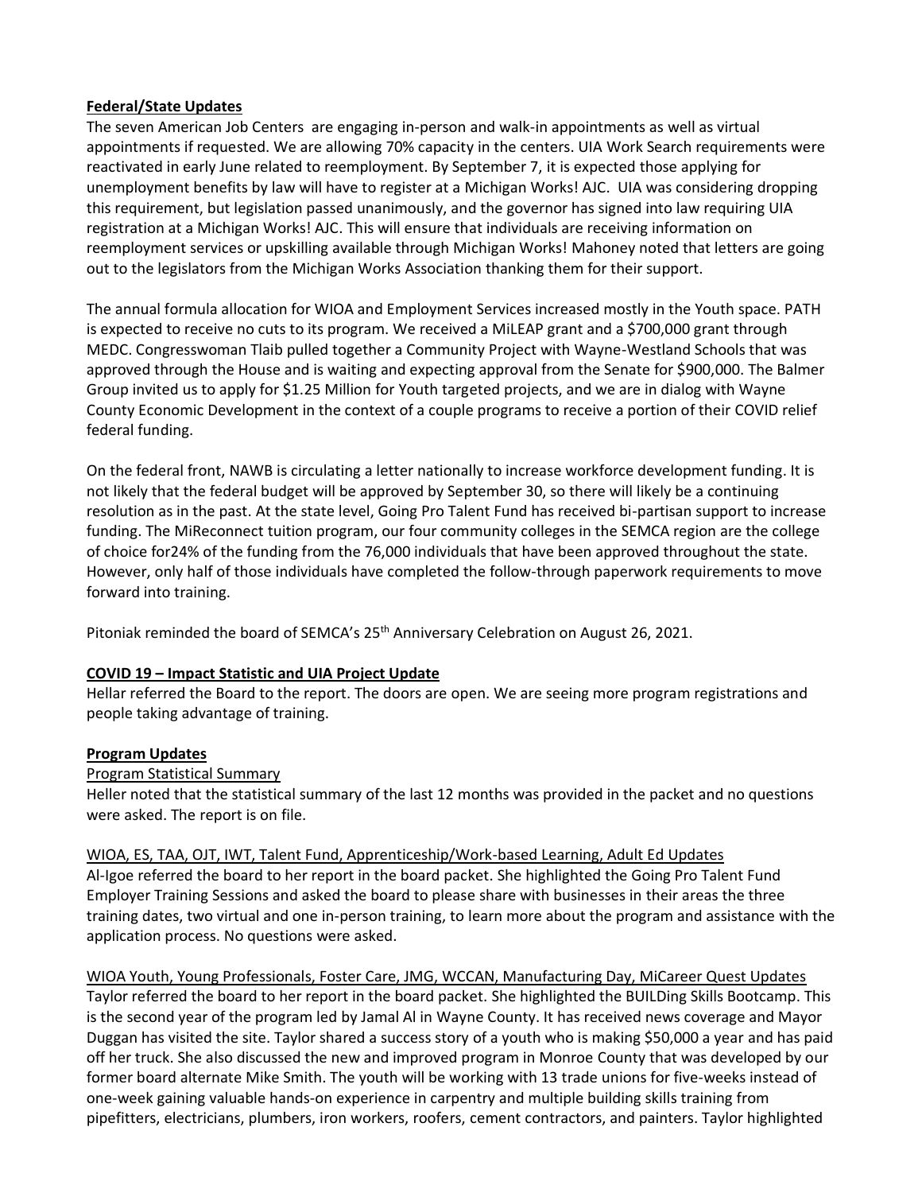**Federal/State Updates**

The seven American Job Centers  are engaging in-person and walk-in appointments as well as virtual appointments if requested. We are allowing 70% capacity in the centers. UIA Work Search requirements were reactivated in early June related to reemployment. By September 7, it is expected those applying for unemployment benefits by law will have to register at a Michigan Works! AJC.  UIA was considering dropping this requirement, but legislation passed unanimously, and the governor has signed into law requiring UIA registration at a Michigan Works! AJC. This will ensure that individuals are receiving information on reemployment services or upskilling available through Michigan Works! Mahoney noted that letters are going out to the legislators from the Michigan Works Association thanking them for their support.

The annual formula allocation for WIOA and Employment Services increased mostly in the Youth space. PATH is expected to receive no cuts to its program. We received a MiLEAP grant and a $700,000 grant through MEDC. Congresswoman Tlaib pulled together a Community Project with Wayne-Westland Schools that was approved through the House and is waiting and expecting approval from the Senate for $900,000. The Balmer Group invited us to apply for $1.25 Million for Youth targeted projects, and we are in dialog with Wayne County Economic Development in the context of a couple programs to receive a portion of their COVID relief federal funding.

On the federal front, NAWB is circulating a letter nationally to increase workforce development funding. It is not likely that the federal budget will be approved by September 30, so there will likely be a continuing resolution as in the past. At the state level, Going Pro Talent Fund has received bi-partisan support to increase funding. The MiReconnect tuition program, our four community colleges in the SEMCA region are the college of choice for24% of the funding from the 76,000 individuals that have been approved throughout the state. However, only half of those individuals have completed the follow-through paperwork requirements to move forward into training.

Pitoniak reminded the board of SEMCA's 25th Anniversary Celebration on August 26, 2021.

**COVID 19 – Impact Statistic and UIA Project Update**

Hellar referred the Board to the report. The doors are open. We are seeing more program registrations and people taking advantage of training.

**Program Updates**

Program Statistical Summary

Heller noted that the statistical summary of the last 12 months was provided in the packet and no questions were asked. The report is on file.

WIOA, ES, TAA, OJT, IWT, Talent Fund, Apprenticeship/Work-based Learning, Adult Ed Updates

Al-Igoe referred the board to her report in the board packet. She highlighted the Going Pro Talent Fund Employer Training Sessions and asked the board to please share with businesses in their areas the three training dates, two virtual and one in-person training, to learn more about the program and assistance with the application process. No questions were asked.

WIOA Youth, Young Professionals, Foster Care, JMG, WCCAN, Manufacturing Day, MiCareer Quest Updates

Taylor referred the board to her report in the board packet. She highlighted the BUILDing Skills Bootcamp. This is the second year of the program led by Jamal Al in Wayne County. It has received news coverage and Mayor Duggan has visited the site. Taylor shared a success story of a youth who is making $50,000 a year and has paid off her truck. She also discussed the new and improved program in Monroe County that was developed by our former board alternate Mike Smith. The youth will be working with 13 trade unions for five-weeks instead of one-week gaining valuable hands-on experience in carpentry and multiple building skills training from pipefitters, electricians, plumbers, iron workers, roofers, cement contractors, and painters. Taylor highlighted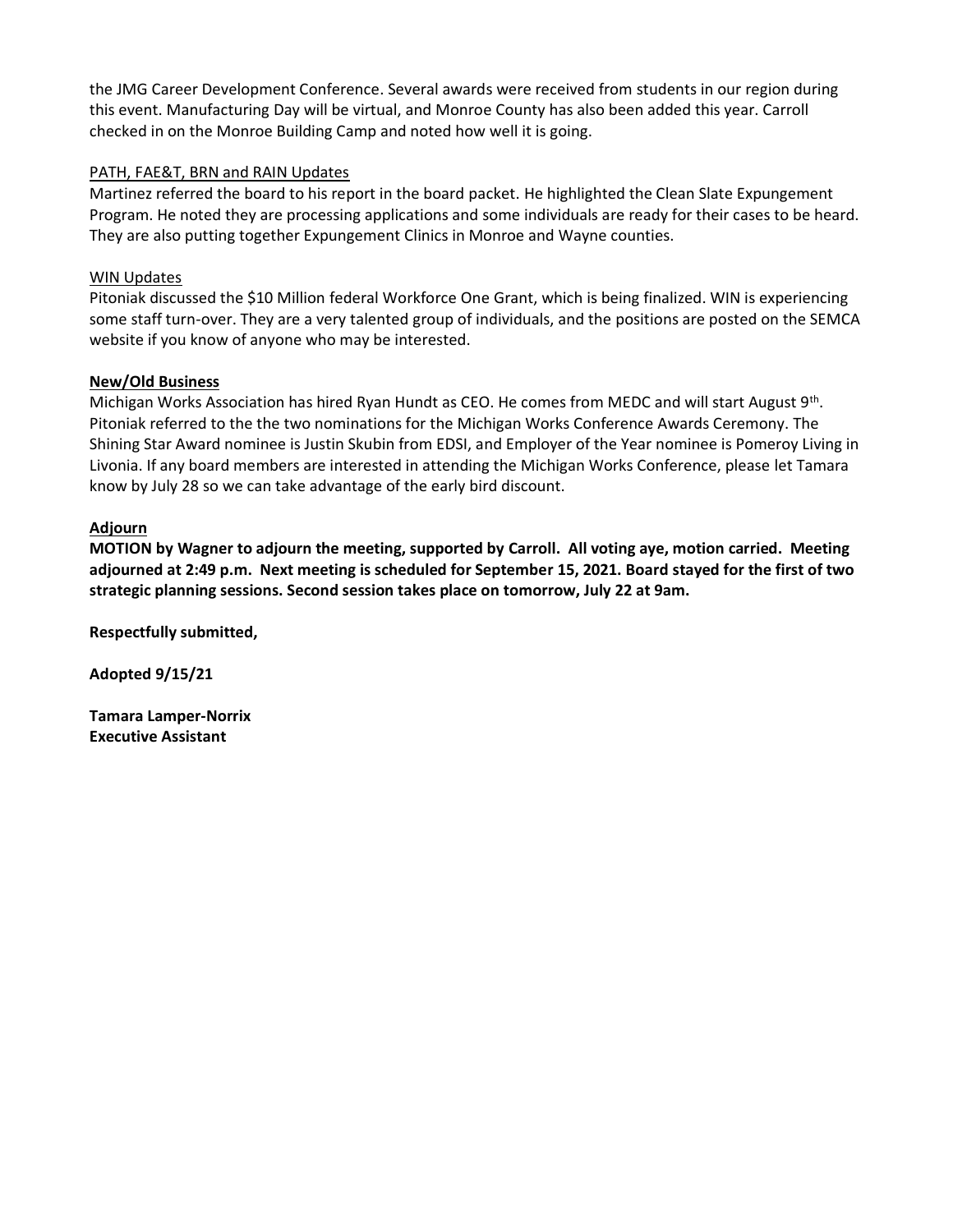the JMG Career Development Conference. Several awards were received from students in our region during this event. Manufacturing Day will be virtual, and Monroe County has also been added this year. Carroll checked in on the Monroe Building Camp and noted how well it is going.

PATH, FAE&T, BRN and RAIN Updates

Martinez referred the board to his report in the board packet. He highlighted the Clean Slate Expungement Program. He noted they are processing applications and some individuals are ready for their cases to be heard. They are also putting together Expungement Clinics in Monroe and Wayne counties.

WIN Updates

Pitoniak discussed the $10 Million federal Workforce One Grant, which is being finalized. WIN is experiencing some staff turn-over. They are a very talented group of individuals, and the positions are posted on the SEMCA website if you know of anyone who may be interested.

**New/Old Business**

Michigan Works Association has hired Ryan Hundt as CEO. He comes from MEDC and will start August 9th. Pitoniak referred to the the two nominations for the Michigan Works Conference Awards Ceremony. The Shining Star Award nominee is Justin Skubin from EDSI, and Employer of the Year nominee is Pomeroy Living in Livonia. If any board members are interested in attending the Michigan Works Conference, please let Tamara know by July 28 so we can take advantage of the early bird discount.

**Adjourn**

**MOTION by Wagner to adjourn the meeting, supported by Carroll. All voting aye, motion carried. Meeting adjourned at 2:49 p.m. Next meeting is scheduled for September 15, 2021. Board stayed for the first of two strategic planning sessions. Second session takes place on tomorrow, July 22 at 9am.**

**Respectfully submitted,**

**Adopted 9/15/21**

**Tamara Lamper-Norrix**
**Executive Assistant**